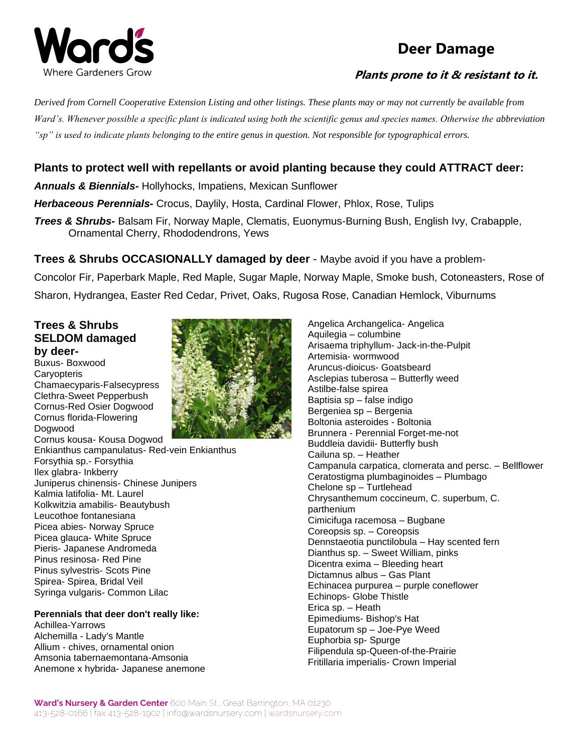# Deer Damage

### *Plants prone to it & resistant to it.*

*Derived from Cornell Cooperative Extension Listing and other listings. These plants may or may not currently be available from Ward's. Whenever possible a specific plant is indicated using both the scientific genus and species names. Otherwise the abbreviation "sp" is used to indicate plants belonging to the entire genus in question. Not responsible for typographical errors.*

## Plants to protect well with repellants or avoid planting because they could ATTRACT deer:

***Annuals & Biennials-*** Hollyhocks, Impatiens, Mexican Sunflower

***Herbaceous Perennials-*** Crocus, Daylily, Hosta, Cardinal Flower, Phlox, Rose, Tulips

***Trees & Shrubs-*** Balsam Fir, Norway Maple, Clematis, Euonymus-Burning Bush, English Ivy, Crabapple, Ornamental Cherry, Rhododendrons, Yews

## Trees & Shrubs OCCASIONALLY damaged by deer - Maybe avoid if you have a problem-

Concolor Fir, Paperbark Maple, Red Maple, Sugar Maple, Norway Maple, Smoke bush, Cotoneasters, Rose of Sharon, Hydrangea, Easter Red Cedar, Privet, Oaks, Rugosa Rose, Canadian Hemlock, Viburnums

## Trees & Shrubs SELDOM damaged by deer-

Buxus- Boxwood
Caryopteris
Chamaecyparis-Falsecypress
Clethra-Sweet Pepperbush
Cornus-Red Osier Dogwood
Cornus florida-Flowering Dogwood
Cornus kousa- Kousa Dogwood
Enkianthus campanulatus- Red-vein Enkianthus
Forsythia sp.- Forsythia
Ilex glabra- Inkberry
Juniperus chinensis- Chinese Junipers
Kalmia latifolia- Mt. Laurel
Kolkwitzia amabilis- Beautybush
Leucothoe fontanesiana
Picea abies- Norway Spruce
Picea glauca- White Spruce
Pieris- Japanese Andromeda
Pinus resinosa- Red Pine
Pinus sylvestris- Scots Pine
Spirea- Spirea, Bridal Veil
Syringa vulgaris- Common Lilac

**Perennials that deer don't really like:**

Achillea-Yarrows
Alchemilla - Lady's Mantle
Allium - chives, ornamental onion
Amsonia tabernaemontana-Amsonia
Anemone x hybrida- Japanese anemone
Angelica Archangelica- Angelica
Aquilegia – columbine
Arisaema triphyllum- Jack-in-the-Pulpit
Artemisia- wormwood
Aruncus-dioicus- Goatsbeard
Asclepias tuberosa – Butterfly weed
Astilbe-false spirea
Baptisia sp – false indigo
Bergeniea sp – Bergenia
Boltonia asteroides - Boltonia
Brunnera - Perennial Forget-me-not
Buddleia davidii- Butterfly bush
Cailuna sp. – Heather
Campanula carpatica, clomerata and persc. – Bellflower
Ceratostigma plumbaginoides – Plumbago
Chelone sp – Turtlehead
Chrysanthemum coccineum, C. superbum, C. parthenium
Cimicifuga racemosa – Bugbane
Coreopsis sp. – Coreopsis
Dennstaeotia punctilobula – Hay scented fern
Dianthus sp. – Sweet William, pinks
Dicentra exima – Bleeding heart
Dictamnus albus – Gas Plant
Echinacea purpurea – purple coneflower
Echinops- Globe Thistle
Erica sp. – Heath
Epimediums- Bishop's Hat
Eupatorum sp – Joe-Pye Weed
Euphorbia sp- Spurge
Filipendula sp-Queen-of-the-Prairie
Fritillaria imperialis- Crown Imperial

**Ward's Nursery & Garden Center** 600 Main St., Great Barrington, MA 01230
413-528-0166 | fax 413-528-1902 | info@wardsnursery.com | wardsnursery.com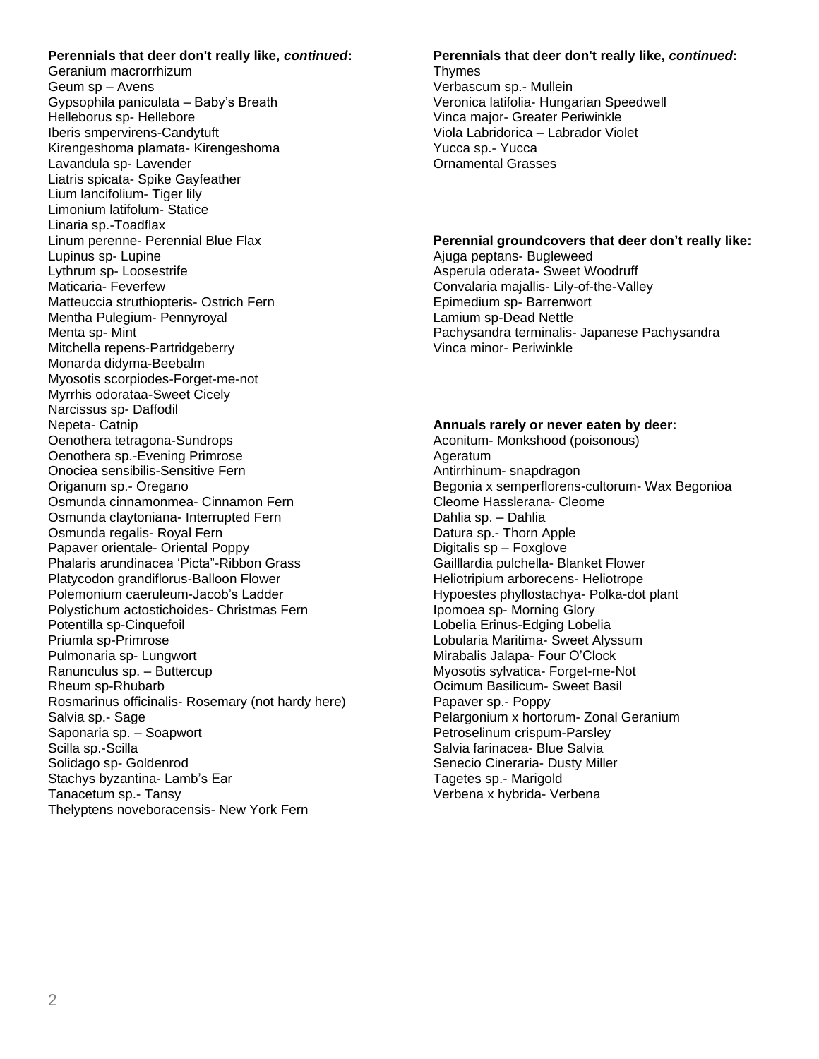**Perennials that deer don't really like, *continued*:**

Geranium macrorrhizum
Geum sp – Avens
Gypsophila paniculata – Baby's Breath
Helleborus sp- Hellebore
Iberis smpervirens-Candytuft
Kirengeshoma plamata- Kirengeshoma
Lavandula sp- Lavender
Liatris spicata- Spike Gayfeather
Lium lancifolium- Tiger lily
Limonium latifolum- Statice
Linaria sp.-Toadflax
Linum perenne- Perennial Blue Flax
Lupinus sp- Lupine
Lythrum sp- Loosestrife
Maticaria- Feverfew
Matteuccia struthiopteris- Ostrich Fern
Mentha Pulegium- Pennyroyal
Menta sp- Mint
Mitchella repens-Partridgeberry
Monarda didyma-Beebalm
Myosotis scorpiodes-Forget-me-not
Myrrhis odorataa-Sweet Cicely
Narcissus sp- Daffodil
Nepeta- Catnip
Oenothera tetragona-Sundrops
Oenothera sp.-Evening Primrose
Onociea sensibilis-Sensitive Fern
Origanum sp.- Oregano
Osmunda cinnamonmea- Cinnamon Fern
Osmunda claytoniana- Interrupted Fern
Osmunda regalis- Royal Fern
Papaver orientale- Oriental Poppy
Phalaris arundinacea 'Picta"-Ribbon Grass
Platycodon grandiflorus-Balloon Flower
Polemonium caeruleum-Jacob's Ladder
Polystichum actostichoides- Christmas Fern
Potentilla sp-Cinquefoil
Priumla sp-Primrose
Pulmonaria sp- Lungwort
Ranunculus sp. – Buttercup
Rheum sp-Rhubarb
Rosmarinus officinalis- Rosemary (not hardy here)
Salvia sp.- Sage
Saponaria sp. – Soapwort
Scilla sp.-Scilla
Solidago sp- Goldenrod
Stachys byzantina- Lamb's Ear
Tanacetum sp.- Tansy
Thelyptens noveboracensis- New York Fern

**Perennials that deer don't really like, *continued*:**

Thymes
Verbascum sp.- Mullein
Veronica latifolia- Hungarian Speedwell
Vinca major- Greater Periwinkle
Viola Labridorica – Labrador Violet
Yucca sp.- Yucca
Ornamental Grasses

**Perennial groundcovers that deer don't really like:**

Ajuga peptans- Bugleweed
Asperula oderata- Sweet Woodruff
Convalaria majallis- Lily-of-the-Valley
Epimedium sp- Barrenwort
Lamium sp-Dead Nettle
Pachysandra terminalis- Japanese Pachysandra
Vinca minor- Periwinkle

**Annuals rarely or never eaten by deer:**

Aconitum- Monkshood (poisonous)
Ageratum
Antirrhinum- snapdragon
Begonia x semperflorens-cultorum- Wax Begonioa
Cleome Hasslerana- Cleome
Dahlia sp. – Dahlia
Datura sp.- Thorn Apple
Digitalis sp – Foxglove
Gailllardia pulchella- Blanket Flower
Heliotripium arborecens- Heliotrope
Hypoestes phyllostachya- Polka-dot plant
Ipomoea sp- Morning Glory
Lobelia Erinus-Edging Lobelia
Lobularia Maritima- Sweet Alyssum
Mirabalis Jalapa- Four O'Clock
Myosotis sylvatica- Forget-me-Not
Ocimum Basilicum- Sweet Basil
Papaver sp.- Poppy
Pelargonium x hortorum- Zonal Geranium
Petroselinum crispum-Parsley
Salvia farinacea- Blue Salvia
Senecio Cineraria- Dusty Miller
Tagetes sp.- Marigold
Verbena x hybrida- Verbena